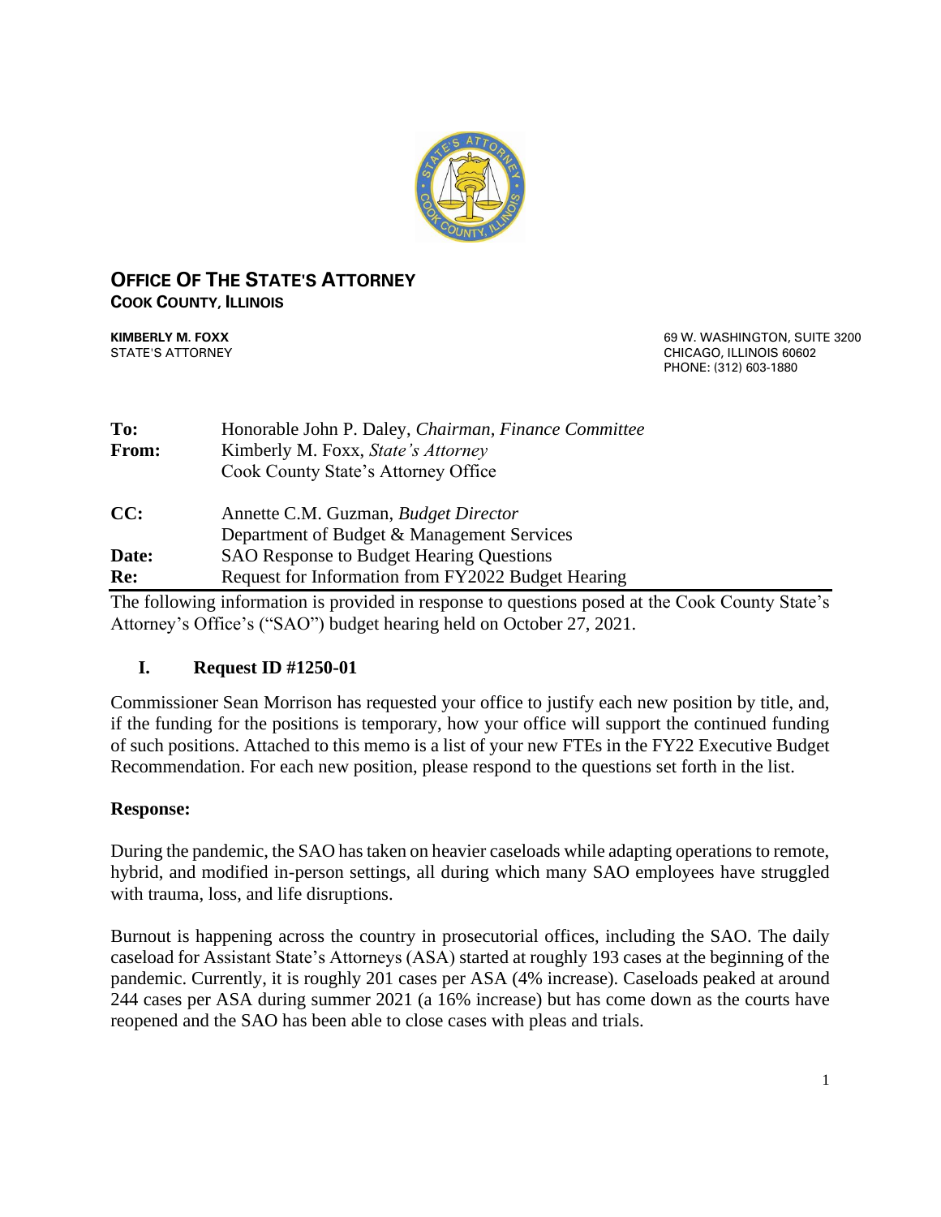# OFFICE OF THE STATE'S ATTORNEY
## COOK COUNTY, ILLINOIS

**KIMBERLY M. FOXX**
STATE'S ATTORNEY

69 W. WASHINGTON, SUITE 3200
CHICAGO, ILLINOIS 60602
PHONE: (312) 603-1880

| | |
|---|---|
| **To:** | Honorable John P. Daley, *Chairman, Finance Committee* |
| **From:** | Kimberly M. Foxx, *State's Attorney* |
| | Cook County State's Attorney Office |
| **CC:** | Annette C.M. Guzman, *Budget Director* |
| | Department of Budget & Management Services |
| **Date:** | SAO Response to Budget Hearing Questions |
| **Re:** | Request for Information from FY2022 Budget Hearing |

The following information is provided in response to questions posed at the Cook County State's Attorney's Office's ("SAO") budget hearing held on October 27, 2021.

## I. Request ID #1250-01

Commissioner Sean Morrison has requested your office to justify each new position by title, and, if the funding for the positions is temporary, how your office will support the continued funding of such positions. Attached to this memo is a list of your new FTEs in the FY22 Executive Budget Recommendation. For each new position, please respond to the questions set forth in the list.

**Response:**

During the pandemic, the SAO has taken on heavier caseloads while adapting operations to remote, hybrid, and modified in-person settings, all during which many SAO employees have struggled with trauma, loss, and life disruptions.

Burnout is happening across the country in prosecutorial offices, including the SAO. The daily caseload for Assistant State's Attorneys (ASA) started at roughly 193 cases at the beginning of the pandemic. Currently, it is roughly 201 cases per ASA (4% increase). Caseloads peaked at around 244 cases per ASA during summer 2021 (a 16% increase) but has come down as the courts have reopened and the SAO has been able to close cases with pleas and trials.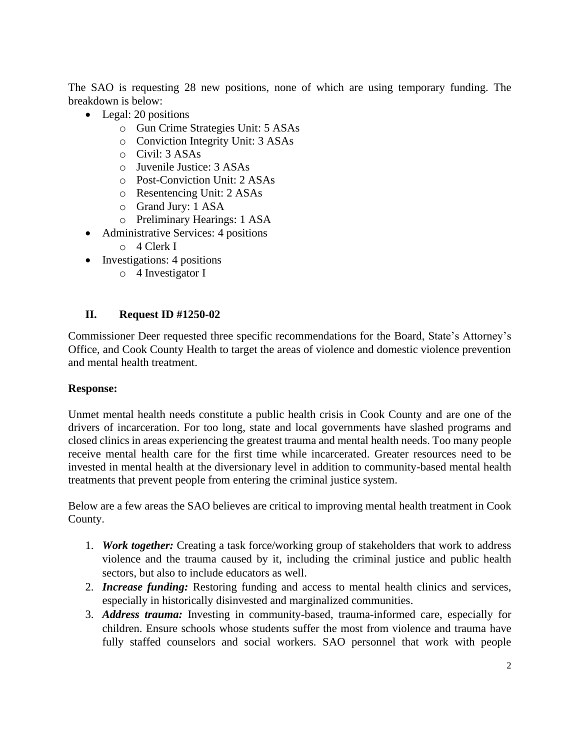The SAO is requesting 28 new positions, none of which are using temporary funding. The breakdown is below:

- Legal: 20 positions
  - Gun Crime Strategies Unit: 5 ASAs
  - Conviction Integrity Unit: 3 ASAs
  - Civil: 3 ASAs
  - Juvenile Justice: 3 ASAs
  - Post-Conviction Unit: 2 ASAs
  - Resentencing Unit: 2 ASAs
  - Grand Jury: 1 ASA
  - Preliminary Hearings: 1 ASA
- Administrative Services: 4 positions
  - 4 Clerk I
- Investigations: 4 positions
  - 4 Investigator I

## II. Request ID #1250-02

Commissioner Deer requested three specific recommendations for the Board, State's Attorney's Office, and Cook County Health to target the areas of violence and domestic violence prevention and mental health treatment.

**Response:**

Unmet mental health needs constitute a public health crisis in Cook County and are one of the drivers of incarceration. For too long, state and local governments have slashed programs and closed clinics in areas experiencing the greatest trauma and mental health needs. Too many people receive mental health care for the first time while incarcerated. Greater resources need to be invested in mental health at the diversionary level in addition to community-based mental health treatments that prevent people from entering the criminal justice system.

Below are a few areas the SAO believes are critical to improving mental health treatment in Cook County.

1. ***Work together:*** Creating a task force/working group of stakeholders that work to address violence and the trauma caused by it, including the criminal justice and public health sectors, but also to include educators as well.
2. ***Increase funding:*** Restoring funding and access to mental health clinics and services, especially in historically disinvested and marginalized communities.
3. ***Address trauma:*** Investing in community-based, trauma-informed care, especially for children. Ensure schools whose students suffer the most from violence and trauma have fully staffed counselors and social workers. SAO personnel that work with people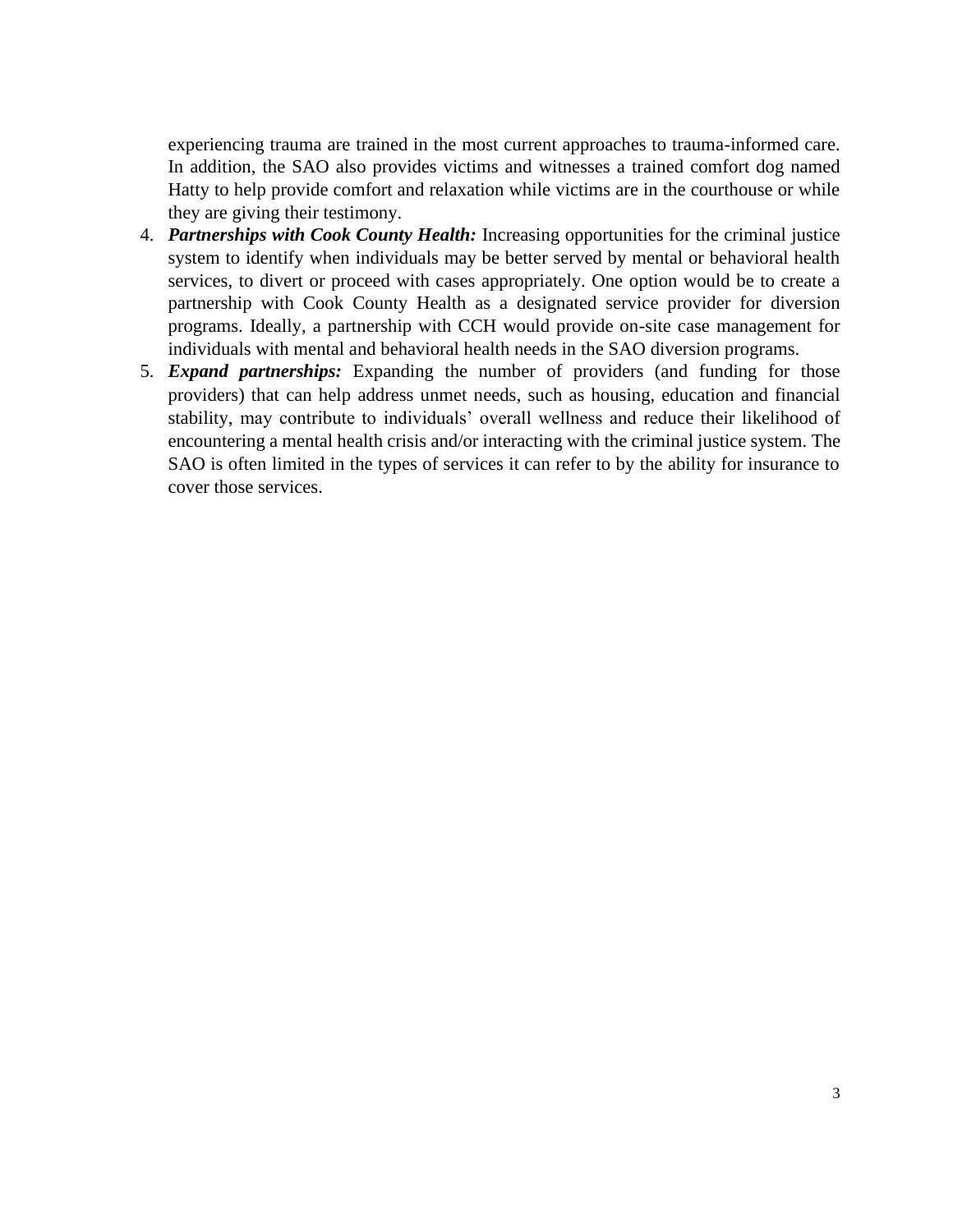experiencing trauma are trained in the most current approaches to trauma-informed care. In addition, the SAO also provides victims and witnesses a trained comfort dog named Hatty to help provide comfort and relaxation while victims are in the courthouse or while they are giving their testimony.

4. ***Partnerships with Cook County Health:*** Increasing opportunities for the criminal justice system to identify when individuals may be better served by mental or behavioral health services, to divert or proceed with cases appropriately. One option would be to create a partnership with Cook County Health as a designated service provider for diversion programs. Ideally, a partnership with CCH would provide on-site case management for individuals with mental and behavioral health needs in the SAO diversion programs.
5. ***Expand partnerships:*** Expanding the number of providers (and funding for those providers) that can help address unmet needs, such as housing, education and financial stability, may contribute to individuals' overall wellness and reduce their likelihood of encountering a mental health crisis and/or interacting with the criminal justice system. The SAO is often limited in the types of services it can refer to by the ability for insurance to cover those services.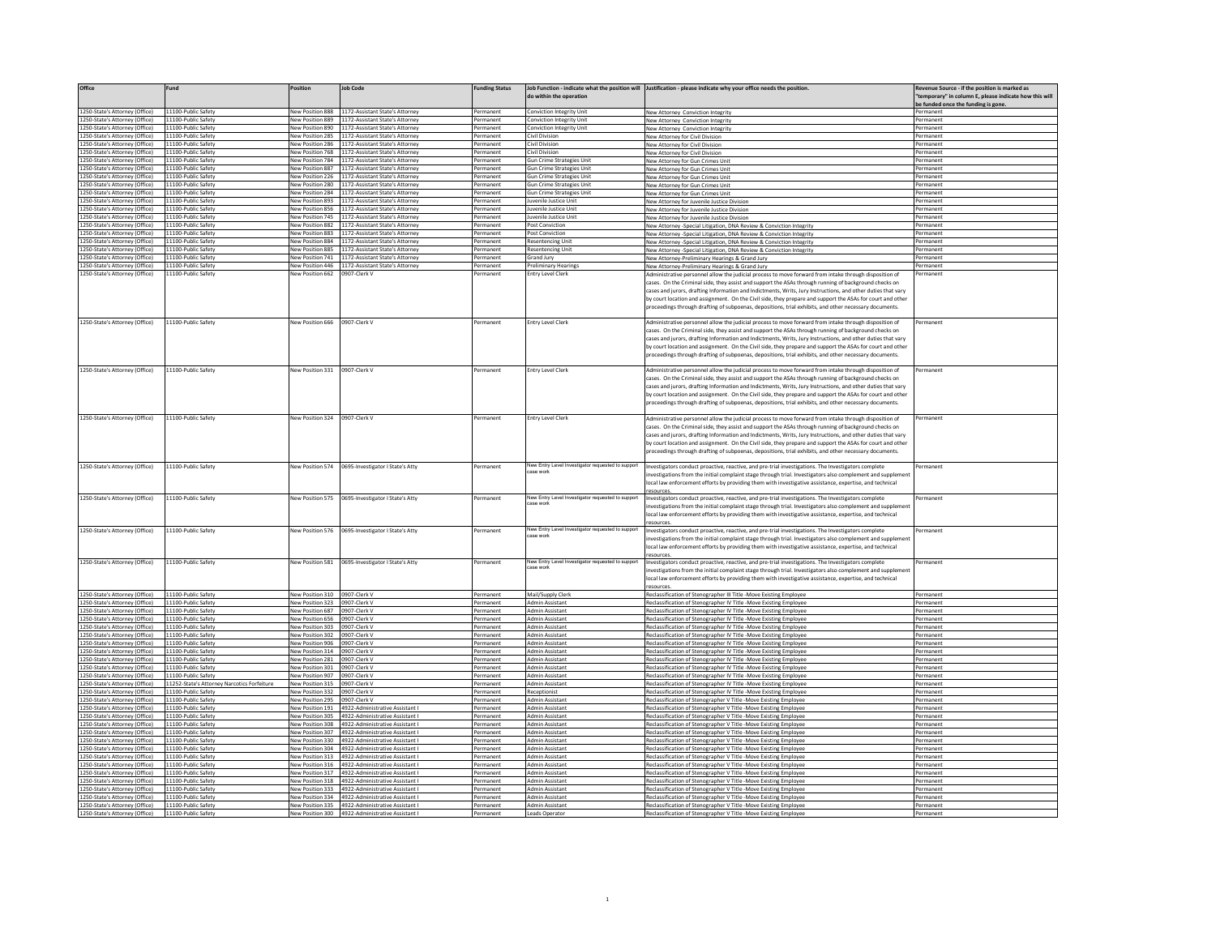| Office | Fund | Position | Job Code | Funding Status | Job Function - indicate what the position will do within the operation | Justification - please indicate why your office needs the position. | Revenue Source - if the position is marked as "temporary" in column E, please indicate how this will be funded once the funding is gone. |
|---|---|---|---|---|---|---|---|
| 1250-State's Attorney (Office) | 11100-Public Safety | New Position 888 | 1172-Assistant State's Attorney | Permanent | Conviction Integrity Unit | New Attorney Conviction Integrity | Permanent |
| 1250-State's Attorney (Office) | 11100-Public Safety | New Position 889 | 1172-Assistant State's Attorney | Permanent | Conviction Integrity Unit | New Attorney Conviction Integrity | Permanent |
| 1250-State's Attorney (Office) | 11100-Public Safety | New Position 890 | 1172-Assistant State's Attorney | Permanent | Conviction Integrity Unit | New Attorney Conviction Integrity | Permanent |
| 1250-State's Attorney (Office) | 11100-Public Safety | New Position 285 | 1172-Assistant State's Attorney | Permanent | Civil Division | New Attorney for Civil Division | Permanent |
| 1250-State's Attorney (Office) | 11100-Public Safety | New Position 286 | 1172-Assistant State's Attorney | Permanent | Civil Division | New Attorney for Civil Division | Permanent |
| 1250-State's Attorney (Office) | 11100-Public Safety | New Position 768 | 1172-Assistant State's Attorney | Permanent | Civil Division | New Attorney for Civil Division | Permanent |
| 1250-State's Attorney (Office) | 11100-Public Safety | New Position 784 | 1172-Assistant State's Attorney | Permanent | Gun Crime Strategies Unit | New Attorney for Gun Crimes Unit | Permanent |
| 1250-State's Attorney (Office) | 11100-Public Safety | New Position 887 | 1172-Assistant State's Attorney | Permanent | Gun Crime Strategies Unit | New Attorney for Gun Crimes Unit | Permanent |
| 1250-State's Attorney (Office) | 11100-Public Safety | New Position 226 | 1172-Assistant State's Attorney | Permanent | Gun Crime Strategies Unit | New Attorney for Gun Crimes Unit | Permanent |
| 1250-State's Attorney (Office) | 11100-Public Safety | New Position 280 | 1172-Assistant State's Attorney | Permanent | Gun Crime Strategies Unit | New Attorney for Gun Crimes Unit | Permanent |
| 1250-State's Attorney (Office) | 11100-Public Safety | New Position 284 | 1172-Assistant State's Attorney | Permanent | Gun Crime Strategies Unit | New Attorney for Gun Crimes Unit | Permanent |
| 1250-State's Attorney (Office) | 11100-Public Safety | New Position 893 | 1172-Assistant State's Attorney | Permanent | Juvenile Justice Unit | New Attorney for Juvenile Justice Division | Permanent |
| 1250-State's Attorney (Office) | 11100-Public Safety | New Position 856 | 1172-Assistant State's Attorney | Permanent | Juvenile Justice Unit | New Attorney for Juvenile Justice Division | Permanent |
| 1250-State's Attorney (Office) | 11100-Public Safety | New Position 745 | 1172-Assistant State's Attorney | Permanent | Juvenile Justice Unit | New Attorney for Juvenile Justice Division | Permanent |
| 1250-State's Attorney (Office) | 11100-Public Safety | New Position 882 | 1172-Assistant State's Attorney | Permanent | Post Conviction | New Attorney -Special Litigation, DNA Review & Conviction Integrity | Permanent |
| 1250-State's Attorney (Office) | 11100-Public Safety | New Position 883 | 1172-Assistant State's Attorney | Permanent | Post Conviction | New Attorney -Special Litigation, DNA Review & Conviction Integrity | Permanent |
| 1250-State's Attorney (Office) | 11100-Public Safety | New Position 884 | 1172-Assistant State's Attorney | Permanent | Resentencing Unit | New Attorney -Special Litigation, DNA Review & Conviction Integrity | Permanent |
| 1250-State's Attorney (Office) | 11100-Public Safety | New Position 885 | 1172-Assistant State's Attorney | Permanent | Resentencing Unit | New Attorney -Special Litigation, DNA Review & Conviction Integrity | Permanent |
| 1250-State's Attorney (Office) | 11100-Public Safety | New Position 741 | 1172-Assistant State's Attorney | Permanent | Grand Jury | New Attorney-Preliminary Hearings & Grand Jury | Permanent |
| 1250-State's Attorney (Office) | 11100-Public Safety | New Position 446 | 1172-Assistant State's Attorney | Permanent | Preliminary Hearings | New Attorney-Preliminary Hearings & Grand Jury | Permanent |
| 1250-State's Attorney (Office) | 11100-Public Safety | New Position 662 | 0907-Clerk V | Permanent | Entry Level Clerk | Administrative personnel allow the judicial process to move forward from intake through disposition of cases. On the Criminal side, they assist and support the ASAs through running of background checks on cases and jurors, drafting Information and Indictments, Writs, Jury Instructions, and other duties that vary by court location and assignment. On the Civil side, they prepare and support the ASAs for court and other proceedings through drafting of subpoenas, depositions, trial exhibits, and other necessary documents. | Permanent |
| 1250-State's Attorney (Office) | 11100-Public Safety | New Position 666 | 0907-Clerk V | Permanent | Entry Level Clerk | Administrative personnel allow the judicial process to move forward from intake through disposition of cases. On the Criminal side, they assist and support the ASAs through running of background checks on cases and jurors, drafting Information and Indictments, Writs, Jury Instructions, and other duties that vary by court location and assignment. On the Civil side, they prepare and support the ASAs for court and other proceedings through drafting of subpoenas, depositions, trial exhibits, and other necessary documents. | Permanent |
| 1250-State's Attorney (Office) | 11100-Public Safety | New Position 331 | 0907-Clerk V | Permanent | Entry Level Clerk | Administrative personnel allow the judicial process to move forward from intake through disposition of cases. On the Criminal side, they assist and support the ASAs through running of background checks on cases and jurors, drafting Information and Indictments, Writs, Jury Instructions, and other duties that vary by court location and assignment. On the Civil side, they prepare and support the ASAs for court and other proceedings through drafting of subpoenas, depositions, trial exhibits, and other necessary documents. | Permanent |
| 1250-State's Attorney (Office) | 11100-Public Safety | New Position 324 | 0907-Clerk V | Permanent | Entry Level Clerk | Administrative personnel allow the judicial process to move forward from intake through disposition of cases. On the Criminal side, they assist and support the ASAs through running of background checks on cases and jurors, drafting Information and Indictments, Writs, Jury Instructions, and other duties that vary by court location and assignment. On the Civil side, they prepare and support the ASAs for court and other proceedings through drafting of subpoenas, depositions, trial exhibits, and other necessary documents. | Permanent |
| 1250-State's Attorney (Office) | 11100-Public Safety | New Position 574 | 0695-Investigator I State's Atty | Permanent | New Entry Level Investigator requested to support case work | Investigators conduct proactive, reactive, and pre-trial investigations. The Investigators complete investigations from the initial complaint stage through trial. Investigators also complement and supplement local law enforcement efforts by providing them with investigative assistance, expertise, and technical resources. | Permanent |
| 1250-State's Attorney (Office) | 11100-Public Safety | New Position 575 | 0695-Investigator I State's Atty | Permanent | New Entry Level Investigator requested to support case work | Investigators conduct proactive, reactive, and pre-trial investigations. The Investigators complete investigations from the initial complaint stage through trial. Investigators also complement and supplement local law enforcement efforts by providing them with investigative assistance, expertise, and technical resources. | Permanent |
| 1250-State's Attorney (Office) | 11100-Public Safety | New Position 576 | 0695-Investigator I State's Atty | Permanent | New Entry Level Investigator requested to support case work | Investigators conduct proactive, reactive, and pre-trial investigations. The Investigators complete investigations from the initial complaint stage through trial. Investigators also complement and supplement local law enforcement efforts by providing them with investigative assistance, expertise, and technical resources. | Permanent |
| 1250-State's Attorney (Office) | 11100-Public Safety | New Position 581 | 0695-Investigator I State's Atty | Permanent | New Entry Level Investigator requested to support case work | Investigators conduct proactive, reactive, and pre-trial investigations. The Investigators complete investigations from the initial complaint stage through trial. Investigators also complement and supplement local law enforcement efforts by providing them with investigative assistance, expertise, and technical resources. | Permanent |
| 1250-State's Attorney (Office) | 11100-Public Safety | New Position 310 | 0907-Clerk V | Permanent | Mail/Supply Clerk | Reclassification of Stenographer III Title -Move Existing Employee | Permanent |
| 1250-State's Attorney (Office) | 11100-Public Safety | New Position 323 | 0907-Clerk V | Permanent | Admin Assistant | Reclassification of Stenographer IV Title -Move Existing Employee | Permanent |
| 1250-State's Attorney (Office) | 11100-Public Safety | New Position 687 | 0907-Clerk V | Permanent | Admin Assistant | Reclassification of Stenographer IV Title -Move Existing Employee | Permanent |
| 1250-State's Attorney (Office) | 11100-Public Safety | New Position 656 | 0907-Clerk V | Permanent | Admin Assistant | Reclassification of Stenographer IV Title -Move Existing Employee | Permanent |
| 1250-State's Attorney (Office) | 11100-Public Safety | New Position 303 | 0907-Clerk V | Permanent | Admin Assistant | Reclassification of Stenographer IV Title -Move Existing Employee | Permanent |
| 1250-State's Attorney (Office) | 11100-Public Safety | New Position 302 | 0907-Clerk V | Permanent | Admin Assistant | Reclassification of Stenographer IV Title -Move Existing Employee | Permanent |
| 1250-State's Attorney (Office) | 11100-Public Safety | New Position 906 | 0907-Clerk V | Permanent | Admin Assistant | Reclassification of Stenographer IV Title -Move Existing Employee | Permanent |
| 1250-State's Attorney (Office) | 11100-Public Safety | New Position 314 | 0907-Clerk V | Permanent | Admin Assistant | Reclassification of Stenographer IV Title -Move Existing Employee | Permanent |
| 1250-State's Attorney (Office) | 11100-Public Safety | New Position 281 | 0907-Clerk V | Permanent | Admin Assistant | Reclassification of Stenographer IV Title -Move Existing Employee | Permanent |
| 1250-State's Attorney (Office) | 11100-Public Safety | New Position 301 | 0907-Clerk V | Permanent | Admin Assistant | Reclassification of Stenographer IV Title -Move Existing Employee | Permanent |
| 1250-State's Attorney (Office) | 11100-Public Safety | New Position 907 | 0907-Clerk V | Permanent | Admin Assistant | Reclassification of Stenographer IV Title -Move Existing Employee | Permanent |
| 1250-State's Attorney (Office) | 11252-State's Attorney Narcotics Forfeiture | New Position 315 | 0907-Clerk V | Permanent | Admin Assistant | Reclassification of Stenographer IV Title -Move Existing Employee | Permanent |
| 1250-State's Attorney (Office) | 11100-Public Safety | New Position 332 | 0907-Clerk V | Permanent | Receptionist | Reclassification of Stenographer IV Title -Move Existing Employee | Permanent |
| 1250-State's Attorney (Office) | 11100-Public Safety | New Position 295 | 0907-Clerk V | Permanent | Admin Assistant | Reclassification of Stenographer V Title -Move Existing Employee | Permanent |
| 1250-State's Attorney (Office) | 11100-Public Safety | New Position 191 | 4922-Administrative Assistant I | Permanent | Admin Assistant | Reclassification of Stenographer V Title -Move Existing Employee | Permanent |
| 1250-State's Attorney (Office) | 11100-Public Safety | New Position 305 | 4922-Administrative Assistant I | Permanent | Admin Assistant | Reclassification of Stenographer V Title -Move Existing Employee | Permanent |
| 1250-State's Attorney (Office) | 11100-Public Safety | New Position 308 | 4922-Administrative Assistant I | Permanent | Admin Assistant | Reclassification of Stenographer V Title -Move Existing Employee | Permanent |
| 1250-State's Attorney (Office) | 11100-Public Safety | New Position 307 | 4922-Administrative Assistant I | Permanent | Admin Assistant | Reclassification of Stenographer V Title -Move Existing Employee | Permanent |
| 1250-State's Attorney (Office) | 11100-Public Safety | New Position 330 | 4922-Administrative Assistant I | Permanent | Admin Assistant | Reclassification of Stenographer V Title -Move Existing Employee | Permanent |
| 1250-State's Attorney (Office) | 11100-Public Safety | New Position 304 | 4922-Administrative Assistant I | Permanent | Admin Assistant | Reclassification of Stenographer V Title -Move Existing Employee | Permanent |
| 1250-State's Attorney (Office) | 11100-Public Safety | New Position 313 | 4922-Administrative Assistant I | Permanent | Admin Assistant | Reclassification of Stenographer V Title -Move Existing Employee | Permanent |
| 1250-State's Attorney (Office) | 11100-Public Safety | New Position 316 | 4922-Administrative Assistant I | Permanent | Admin Assistant | Reclassification of Stenographer V Title -Move Existing Employee | Permanent |
| 1250-State's Attorney (Office) | 11100-Public Safety | New Position 317 | 4922-Administrative Assistant I | Permanent | Admin Assistant | Reclassification of Stenographer V Title -Move Existing Employee | Permanent |
| 1250-State's Attorney (Office) | 11100-Public Safety | New Position 318 | 4922-Administrative Assistant I | Permanent | Admin Assistant | Reclassification of Stenographer V Title -Move Existing Employee | Permanent |
| 1250-State's Attorney (Office) | 11100-Public Safety | New Position 333 | 4922-Administrative Assistant I | Permanent | Admin Assistant | Reclassification of Stenographer V Title -Move Existing Employee | Permanent |
| 1250-State's Attorney (Office) | 11100-Public Safety | New Position 334 | 4922-Administrative Assistant I | Permanent | Admin Assistant | Reclassification of Stenographer V Title -Move Existing Employee | Permanent |
| 1250-State's Attorney (Office) | 11100-Public Safety | New Position 335 | 4922-Administrative Assistant I | Permanent | Admin Assistant | Reclassification of Stenographer V Title -Move Existing Employee | Permanent |
| 1250-State's Attorney (Office) | 11100-Public Safety | New Position 300 | 4922-Administrative Assistant I | Permanent | Leads Operator | Reclassification of Stenographer V Title -Move Existing Employee | Permanent |